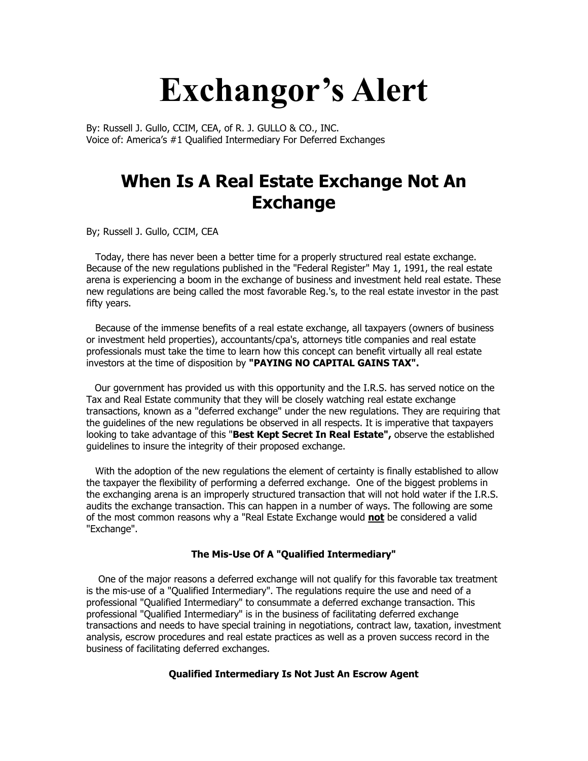# Exchangor's Alert

By: Russell J. Gullo, CCIM, CEA, of R. J. GULLO & CO., INC.
Voice of: America's #1 Qualified Intermediary For Deferred Exchanges

## When Is A Real Estate Exchange Not An Exchange

By; Russell J. Gullo, CCIM, CEA

Today, there has never been a better time for a properly structured real estate exchange. Because of the new regulations published in the "Federal Register" May 1, 1991, the real estate arena is experiencing a boom in the exchange of business and investment held real estate. These new regulations are being called the most favorable Reg.'s, to the real estate investor in the past fifty years.

Because of the immense benefits of a real estate exchange, all taxpayers (owners of business or investment held properties), accountants/cpa's, attorneys title companies and real estate professionals must take the time to learn how this concept can benefit virtually all real estate investors at the time of disposition by **"PAYING NO CAPITAL GAINS TAX".**

Our government has provided us with this opportunity and the I.R.S. has served notice on the Tax and Real Estate community that they will be closely watching real estate exchange transactions, known as a "deferred exchange" under the new regulations. They are requiring that the guidelines of the new regulations be observed in all respects. It is imperative that taxpayers looking to take advantage of this "**Best Kept Secret In Real Estate",** observe the established guidelines to insure the integrity of their proposed exchange.

With the adoption of the new regulations the element of certainty is finally established to allow the taxpayer the flexibility of performing a deferred exchange. One of the biggest problems in the exchanging arena is an improperly structured transaction that will not hold water if the I.R.S. audits the exchange transaction. This can happen in a number of ways. The following are some of the most common reasons why a "Real Estate Exchange would **<u>not</u>** be considered a valid "Exchange".

#### The Mis-Use Of A "Qualified Intermediary"

One of the major reasons a deferred exchange will not qualify for this favorable tax treatment is the mis-use of a "Qualified Intermediary". The regulations require the use and need of a professional "Qualified Intermediary" to consummate a deferred exchange transaction. This professional "Qualified Intermediary" is in the business of facilitating deferred exchange transactions and needs to have special training in negotiations, contract law, taxation, investment analysis, escrow procedures and real estate practices as well as a proven success record in the business of facilitating deferred exchanges.

#### Qualified Intermediary Is Not Just An Escrow Agent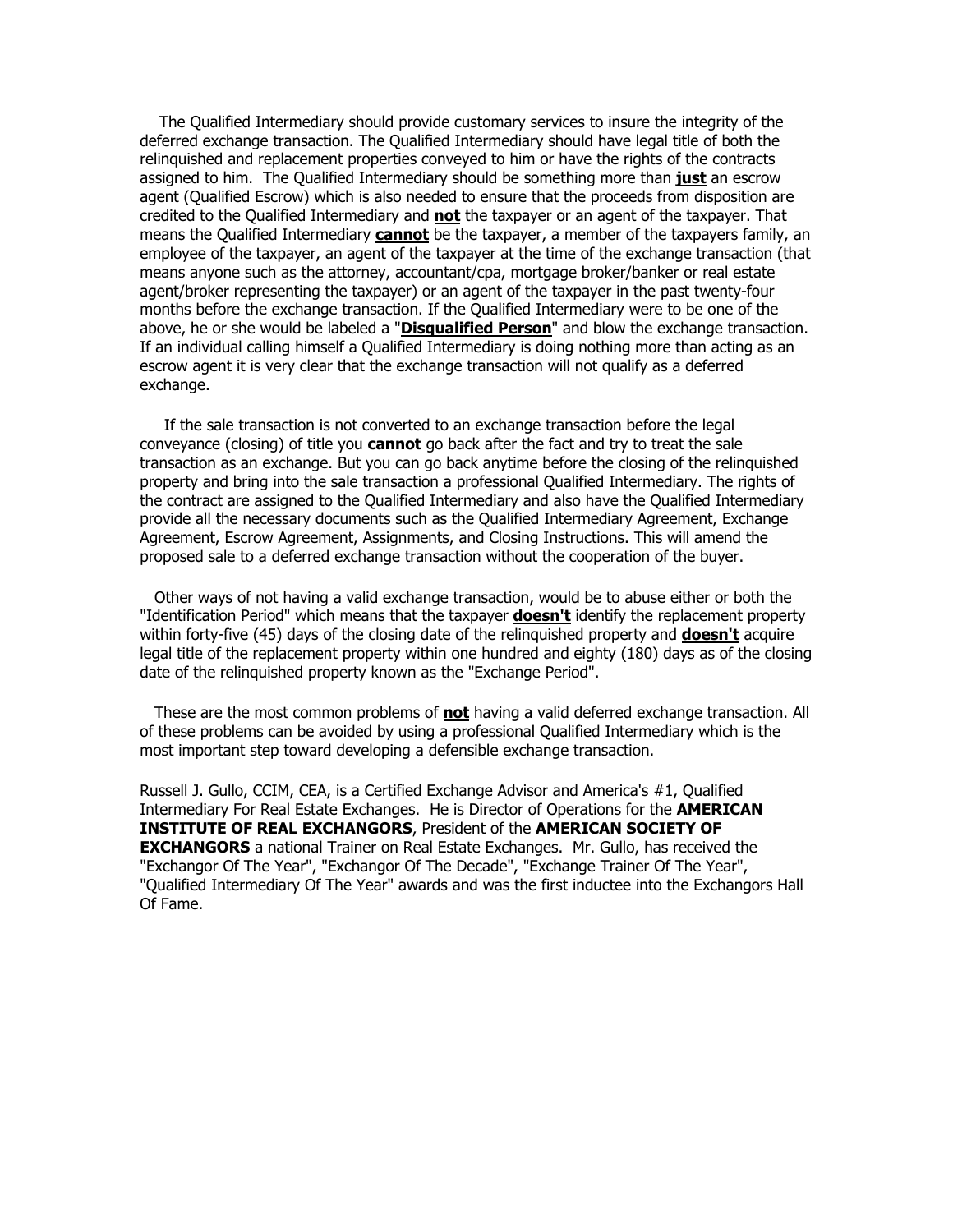The Qualified Intermediary should provide customary services to insure the integrity of the deferred exchange transaction. The Qualified Intermediary should have legal title of both the relinquished and replacement properties conveyed to him or have the rights of the contracts assigned to him. The Qualified Intermediary should be something more than **just** an escrow agent (Qualified Escrow) which is also needed to ensure that the proceeds from disposition are credited to the Qualified Intermediary and **not** the taxpayer or an agent of the taxpayer. That means the Qualified Intermediary **cannot** be the taxpayer, a member of the taxpayers family, an employee of the taxpayer, an agent of the taxpayer at the time of the exchange transaction (that means anyone such as the attorney, accountant/cpa, mortgage broker/banker or real estate agent/broker representing the taxpayer) or an agent of the taxpayer in the past twenty-four months before the exchange transaction. If the Qualified Intermediary were to be one of the above, he or she would be labeled a "**Disqualified Person**" and blow the exchange transaction. If an individual calling himself a Qualified Intermediary is doing nothing more than acting as an escrow agent it is very clear that the exchange transaction will not qualify as a deferred exchange.

If the sale transaction is not converted to an exchange transaction before the legal conveyance (closing) of title you **cannot** go back after the fact and try to treat the sale transaction as an exchange. But you can go back anytime before the closing of the relinquished property and bring into the sale transaction a professional Qualified Intermediary. The rights of the contract are assigned to the Qualified Intermediary and also have the Qualified Intermediary provide all the necessary documents such as the Qualified Intermediary Agreement, Exchange Agreement, Escrow Agreement, Assignments, and Closing Instructions. This will amend the proposed sale to a deferred exchange transaction without the cooperation of the buyer.

Other ways of not having a valid exchange transaction, would be to abuse either or both the "Identification Period" which means that the taxpayer **doesn't** identify the replacement property within forty-five (45) days of the closing date of the relinquished property and **doesn't** acquire legal title of the replacement property within one hundred and eighty (180) days as of the closing date of the relinquished property known as the "Exchange Period".

These are the most common problems of **not** having a valid deferred exchange transaction. All of these problems can be avoided by using a professional Qualified Intermediary which is the most important step toward developing a defensible exchange transaction.

Russell J. Gullo, CCIM, CEA, is a Certified Exchange Advisor and America's #1, Qualified Intermediary For Real Estate Exchanges. He is Director of Operations for the **AMERICAN INSTITUTE OF REAL EXCHANGORS**, President of the **AMERICAN SOCIETY OF EXCHANGORS** a national Trainer on Real Estate Exchanges. Mr. Gullo, has received the "Exchangor Of The Year", "Exchangor Of The Decade", "Exchange Trainer Of The Year", "Qualified Intermediary Of The Year" awards and was the first inductee into the Exchangors Hall Of Fame.